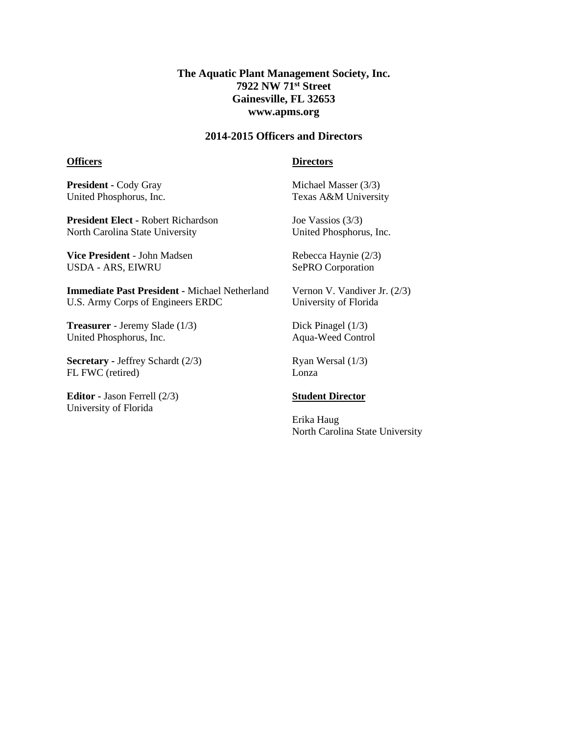**The Aquatic Plant Management Society, Inc.**
**7922 NW 71st Street**
**Gainesville, FL 32653**
**www.apms.org**

## 2014-2015 Officers and Directors

### Officers

**President -** Cody Gray
United Phosphorus, Inc.

**President Elect -** Robert Richardson
North Carolina State University

**Vice President** - John Madsen
USDA - ARS, EIWRU

**Immediate Past President** - Michael Netherland
U.S. Army Corps of Engineers ERDC

**Treasurer** - Jeremy Slade (1/3)
United Phosphorus, Inc.

**Secretary -** Jeffrey Schardt (2/3)
FL FWC (retired)

**Editor -** Jason Ferrell (2/3)
University of Florida

### Directors

Michael Masser (3/3)
Texas A&M University

Joe Vassios (3/3)
United Phosphorus, Inc.

Rebecca Haynie (2/3)
SePRO Corporation

Vernon V. Vandiver Jr. (2/3)
University of Florida

Dick Pinagel (1/3)
Aqua-Weed Control

Ryan Wersal (1/3)
Lonza

### Student Director

Erika Haug
North Carolina State University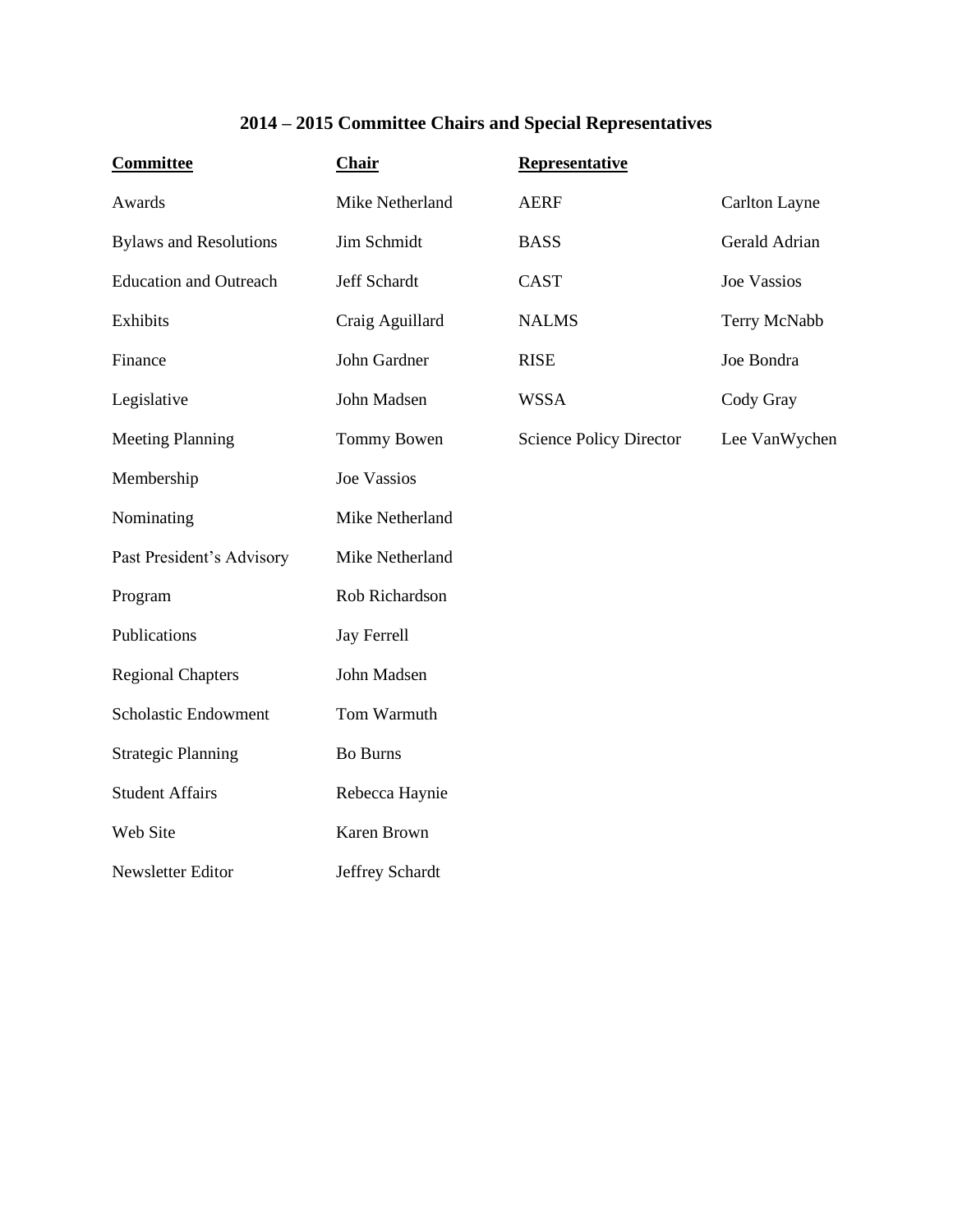## 2014 – 2015 Committee Chairs and Special Representatives

| Committee | Chair | Representative | |
|---|---|---|---|
| Awards | Mike Netherland | AERF | Carlton Layne |
| Bylaws and Resolutions | Jim Schmidt | BASS | Gerald Adrian |
| Education and Outreach | Jeff Schardt | CAST | Joe Vassios |
| Exhibits | Craig Aguillard | NALMS | Terry McNabb |
| Finance | John Gardner | RISE | Joe Bondra |
| Legislative | John Madsen | WSSA | Cody Gray |
| Meeting Planning | Tommy Bowen | Science Policy Director | Lee VanWychen |
| Membership | Joe Vassios | | |
| Nominating | Mike Netherland | | |
| Past President's Advisory | Mike Netherland | | |
| Program | Rob Richardson | | |
| Publications | Jay Ferrell | | |
| Regional Chapters | John Madsen | | |
| Scholastic Endowment | Tom Warmuth | | |
| Strategic Planning | Bo Burns | | |
| Student Affairs | Rebecca Haynie | | |
| Web Site | Karen Brown | | |
| Newsletter Editor | Jeffrey Schardt | | |